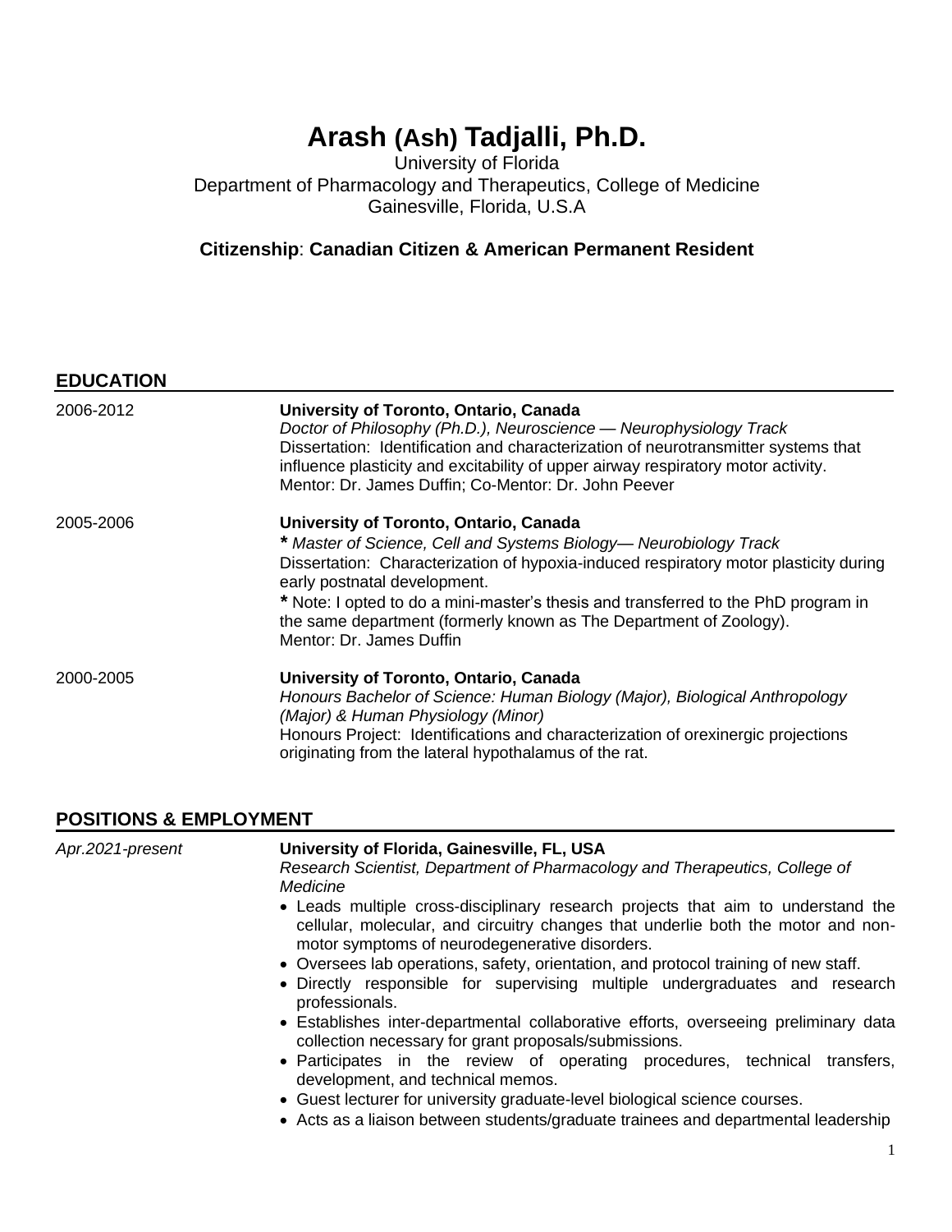# Arash (Ash) Tadjalli, Ph.D.

University of Florida
Department of Pharmacology and Therapeutics, College of Medicine
Gainesville, Florida, U.S.A

**Citizenship**: **Canadian Citizen & American Permanent Resident**

## EDUCATION

2006-2012

**University of Toronto, Ontario, Canada**
*Doctor of Philosophy (Ph.D.), Neuroscience — Neurophysiology Track*
Dissertation: Identification and characterization of neurotransmitter systems that influence plasticity and excitability of upper airway respiratory motor activity.
Mentor: Dr. James Duffin; Co-Mentor: Dr. John Peever

2005-2006

**University of Toronto, Ontario, Canada**
**\*** *Master of Science, Cell and Systems Biology— Neurobiology Track*
Dissertation: Characterization of hypoxia-induced respiratory motor plasticity during early postnatal development.
**\*** Note: I opted to do a mini-master's thesis and transferred to the PhD program in the same department (formerly known as The Department of Zoology).
Mentor: Dr. James Duffin

2000-2005

**University of Toronto, Ontario, Canada**
*Honours Bachelor of Science: Human Biology (Major), Biological Anthropology (Major) & Human Physiology (Minor)*
Honours Project: Identifications and characterization of orexinergic projections originating from the lateral hypothalamus of the rat.

## POSITIONS & EMPLOYMENT

*Apr.2021-present*

**University of Florida, Gainesville, FL, USA**
*Research Scientist, Department of Pharmacology and Therapeutics, College of Medicine*

- Leads multiple cross-disciplinary research projects that aim to understand the cellular, molecular, and circuitry changes that underlie both the motor and non-motor symptoms of neurodegenerative disorders.
- Oversees lab operations, safety, orientation, and protocol training of new staff.
- Directly responsible for supervising multiple undergraduates and research professionals.
- Establishes inter-departmental collaborative efforts, overseeing preliminary data collection necessary for grant proposals/submissions.
- Participates in the review of operating procedures, technical transfers, development, and technical memos.
- Guest lecturer for university graduate-level biological science courses.
- Acts as a liaison between students/graduate trainees and departmental leadership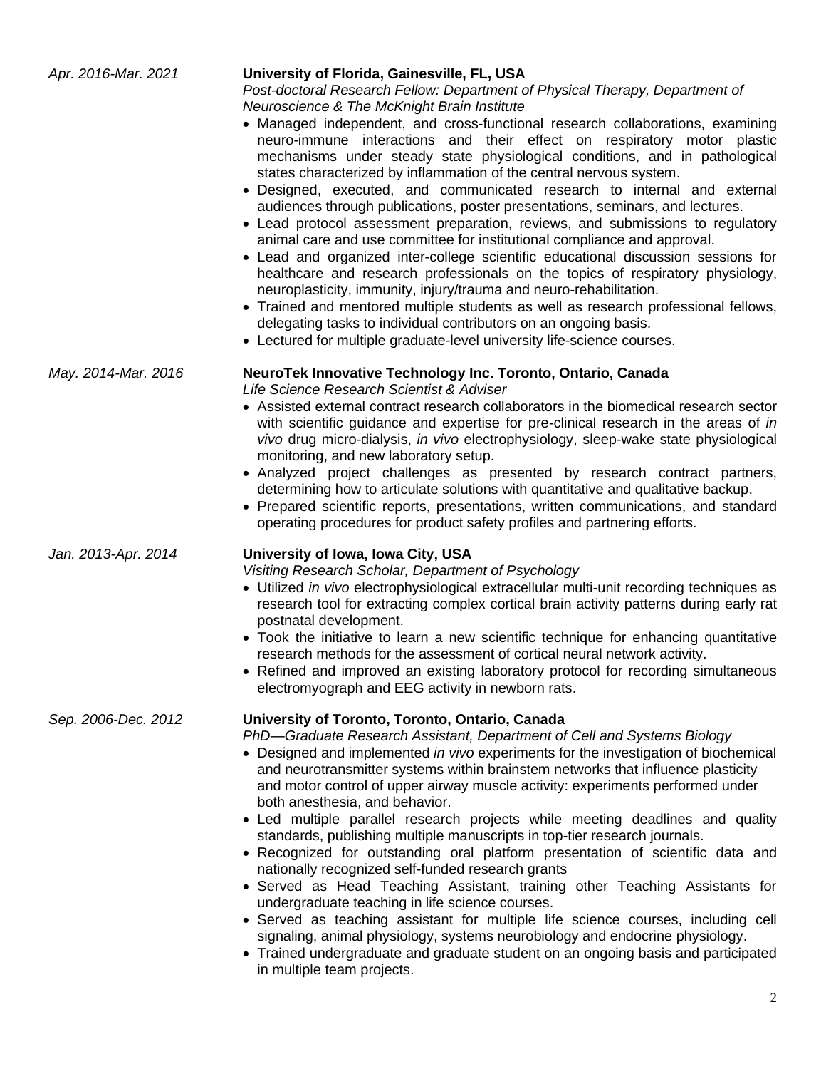*Apr. 2016-Mar. 2021*

**University of Florida, Gainesville, FL, USA**

*Post-doctoral Research Fellow: Department of Physical Therapy, Department of Neuroscience & The McKnight Brain Institute*

- Managed independent, and cross-functional research collaborations, examining neuro-immune interactions and their effect on respiratory motor plastic mechanisms under steady state physiological conditions, and in pathological states characterized by inflammation of the central nervous system.
- Designed, executed, and communicated research to internal and external audiences through publications, poster presentations, seminars, and lectures.
- Lead protocol assessment preparation, reviews, and submissions to regulatory animal care and use committee for institutional compliance and approval.
- Lead and organized inter-college scientific educational discussion sessions for healthcare and research professionals on the topics of respiratory physiology, neuroplasticity, immunity, injury/trauma and neuro-rehabilitation.
- Trained and mentored multiple students as well as research professional fellows, delegating tasks to individual contributors on an ongoing basis.
- Lectured for multiple graduate-level university life-science courses.

*May. 2014-Mar. 2016*

**NeuroTek Innovative Technology Inc. Toronto, Ontario, Canada**

*Life Science Research Scientist & Adviser*

- Assisted external contract research collaborators in the biomedical research sector with scientific guidance and expertise for pre-clinical research in the areas of *in vivo* drug micro-dialysis, *in vivo* electrophysiology, sleep-wake state physiological monitoring, and new laboratory setup.
- Analyzed project challenges as presented by research contract partners, determining how to articulate solutions with quantitative and qualitative backup.
- Prepared scientific reports, presentations, written communications, and standard operating procedures for product safety profiles and partnering efforts.

*Jan. 2013-Apr. 2014*

**University of Iowa, Iowa City, USA**

*Visiting Research Scholar, Department of Psychology*

- Utilized *in vivo* electrophysiological extracellular multi-unit recording techniques as research tool for extracting complex cortical brain activity patterns during early rat postnatal development.
- Took the initiative to learn a new scientific technique for enhancing quantitative research methods for the assessment of cortical neural network activity.
- Refined and improved an existing laboratory protocol for recording simultaneous electromyograph and EEG activity in newborn rats.

*Sep. 2006-Dec. 2012*

**University of Toronto, Toronto, Ontario, Canada**

*PhD—Graduate Research Assistant, Department of Cell and Systems Biology*

- Designed and implemented *in vivo* experiments for the investigation of biochemical and neurotransmitter systems within brainstem networks that influence plasticity and motor control of upper airway muscle activity: experiments performed under both anesthesia, and behavior.
- Led multiple parallel research projects while meeting deadlines and quality standards, publishing multiple manuscripts in top-tier research journals.
- Recognized for outstanding oral platform presentation of scientific data and nationally recognized self-funded research grants
- Served as Head Teaching Assistant, training other Teaching Assistants for undergraduate teaching in life science courses.
- Served as teaching assistant for multiple life science courses, including cell signaling, animal physiology, systems neurobiology and endocrine physiology.
- Trained undergraduate and graduate student on an ongoing basis and participated in multiple team projects.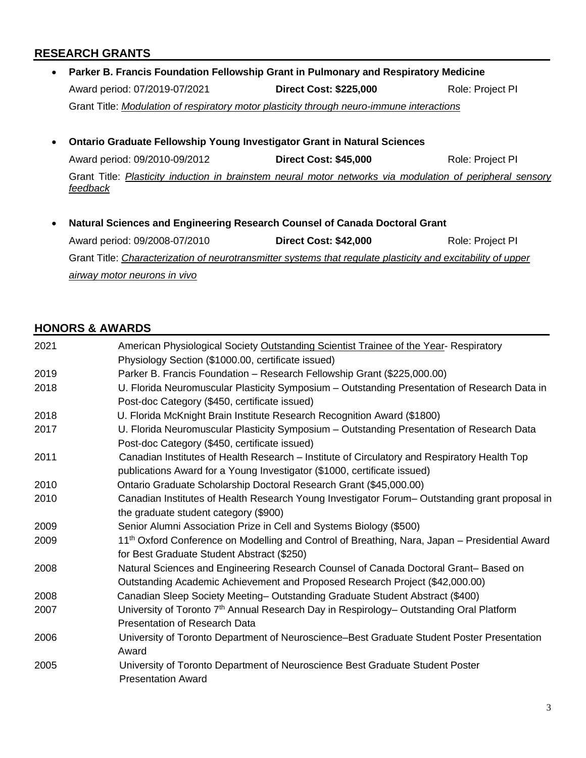## RESEARCH GRANTS

- **Parker B. Francis Foundation Fellowship Grant in Pulmonary and Respiratory Medicine**
  Award period: 07/2019-07/2021 **Direct Cost: $225,000** Role: Project PI
  Grant Title: *Modulation of respiratory motor plasticity through neuro-immune interactions*

- **Ontario Graduate Fellowship Young Investigator Grant in Natural Sciences**
  Award period: 09/2010-09/2012 **Direct Cost: $45,000** Role: Project PI
  Grant Title: *Plasticity induction in brainstem neural motor networks via modulation of peripheral sensory feedback*

- **Natural Sciences and Engineering Research Counsel of Canada Doctoral Grant**
  Award period: 09/2008-07/2010 **Direct Cost: $42,000** Role: Project PI
  Grant Title: *Characterization of neurotransmitter systems that regulate plasticity and excitability of upper airway motor neurons in vivo*

## HONORS & AWARDS

| | |
|---|---|
| 2021 | American Physiological Society Outstanding Scientist Trainee of the Year- Respiratory Physiology Section ($1000.00, certificate issued) |
| 2019 | Parker B. Francis Foundation – Research Fellowship Grant ($225,000.00) |
| 2018 | U. Florida Neuromuscular Plasticity Symposium – Outstanding Presentation of Research Data in Post-doc Category ($450, certificate issued) |
| 2018 | U. Florida McKnight Brain Institute Research Recognition Award ($1800) |
| 2017 | U. Florida Neuromuscular Plasticity Symposium – Outstanding Presentation of Research Data Post-doc Category ($450, certificate issued) |
| 2011 | Canadian Institutes of Health Research – Institute of Circulatory and Respiratory Health Top publications Award for a Young Investigator ($1000, certificate issued) |
| 2010 | Ontario Graduate Scholarship Doctoral Research Grant ($45,000.00) |
| 2010 | Canadian Institutes of Health Research Young Investigator Forum– Outstanding grant proposal in the graduate student category ($900) |
| 2009 | Senior Alumni Association Prize in Cell and Systems Biology ($500) |
| 2009 | 11th Oxford Conference on Modelling and Control of Breathing, Nara, Japan – Presidential Award for Best Graduate Student Abstract ($250) |
| 2008 | Natural Sciences and Engineering Research Counsel of Canada Doctoral Grant– Based on Outstanding Academic Achievement and Proposed Research Project ($42,000.00) |
| 2008 | Canadian Sleep Society Meeting– Outstanding Graduate Student Abstract ($400) |
| 2007 | University of Toronto 7th Annual Research Day in Respirology– Outstanding Oral Platform Presentation of Research Data |
| 2006 | University of Toronto Department of Neuroscience–Best Graduate Student Poster Presentation Award |
| 2005 | University of Toronto Department of Neuroscience Best Graduate Student Poster Presentation Award |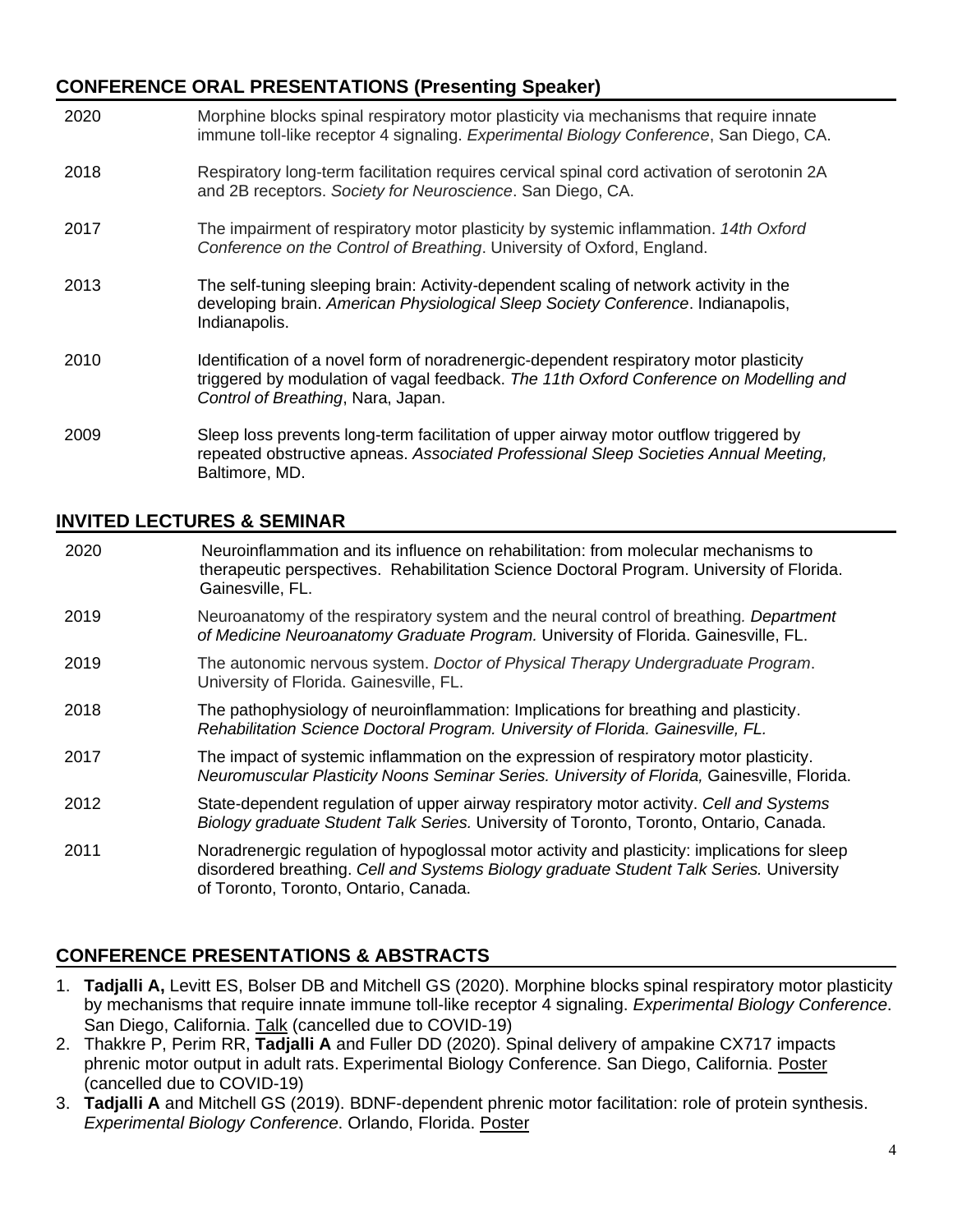## CONFERENCE ORAL PRESENTATIONS (Presenting Speaker)

| | |
|---|---|
| 2020 | Morphine blocks spinal respiratory motor plasticity via mechanisms that require innate immune toll-like receptor 4 signaling. *Experimental Biology Conference*, San Diego, CA. |
| 2018 | Respiratory long-term facilitation requires cervical spinal cord activation of serotonin 2A and 2B receptors. *Society for Neuroscience*. San Diego, CA. |
| 2017 | The impairment of respiratory motor plasticity by systemic inflammation. *14th Oxford Conference on the Control of Breathing*. University of Oxford, England. |
| 2013 | The self-tuning sleeping brain: Activity-dependent scaling of network activity in the developing brain. *American Physiological Sleep Society Conference*. Indianapolis, Indianapolis. |
| 2010 | Identification of a novel form of noradrenergic-dependent respiratory motor plasticity triggered by modulation of vagal feedback. *The 11th Oxford Conference on Modelling and Control of Breathing*, Nara, Japan. |
| 2009 | Sleep loss prevents long-term facilitation of upper airway motor outflow triggered by repeated obstructive apneas. *Associated Professional Sleep Societies Annual Meeting,* Baltimore, MD. |

## INVITED LECTURES & SEMINAR

| | |
|---|---|
| 2020 | Neuroinflammation and its influence on rehabilitation: from molecular mechanisms to therapeutic perspectives. Rehabilitation Science Doctoral Program. University of Florida. Gainesville, FL. |
| 2019 | Neuroanatomy of the respiratory system and the neural control of breathing. *Department of Medicine Neuroanatomy Graduate Program.* University of Florida. Gainesville, FL. |
| 2019 | The autonomic nervous system. *Doctor of Physical Therapy Undergraduate Program*. University of Florida. Gainesville, FL. |
| 2018 | The pathophysiology of neuroinflammation: Implications for breathing and plasticity. *Rehabilitation Science Doctoral Program. University of Florida. Gainesville, FL.* |
| 2017 | The impact of systemic inflammation on the expression of respiratory motor plasticity. *Neuromuscular Plasticity Noons Seminar Series. University of Florida,* Gainesville, Florida. |
| 2012 | State-dependent regulation of upper airway respiratory motor activity. *Cell and Systems Biology graduate Student Talk Series.* University of Toronto, Toronto, Ontario, Canada. |
| 2011 | Noradrenergic regulation of hypoglossal motor activity and plasticity: implications for sleep disordered breathing. *Cell and Systems Biology graduate Student Talk Series.* University of Toronto, Toronto, Ontario, Canada. |

## CONFERENCE PRESENTATIONS & ABSTRACTS

1. **Tadjalli A,** Levitt ES, Bolser DB and Mitchell GS (2020). Morphine blocks spinal respiratory motor plasticity by mechanisms that require innate immune toll-like receptor 4 signaling. *Experimental Biology Conference*. San Diego, California. Talk (cancelled due to COVID-19)
2. Thakkre P, Perim RR, **Tadjalli A** and Fuller DD (2020). Spinal delivery of ampakine CX717 impacts phrenic motor output in adult rats. Experimental Biology Conference. San Diego, California. Poster (cancelled due to COVID-19)
3. **Tadjalli A** and Mitchell GS (2019). BDNF-dependent phrenic motor facilitation: role of protein synthesis. *Experimental Biology Conference*. Orlando, Florida. Poster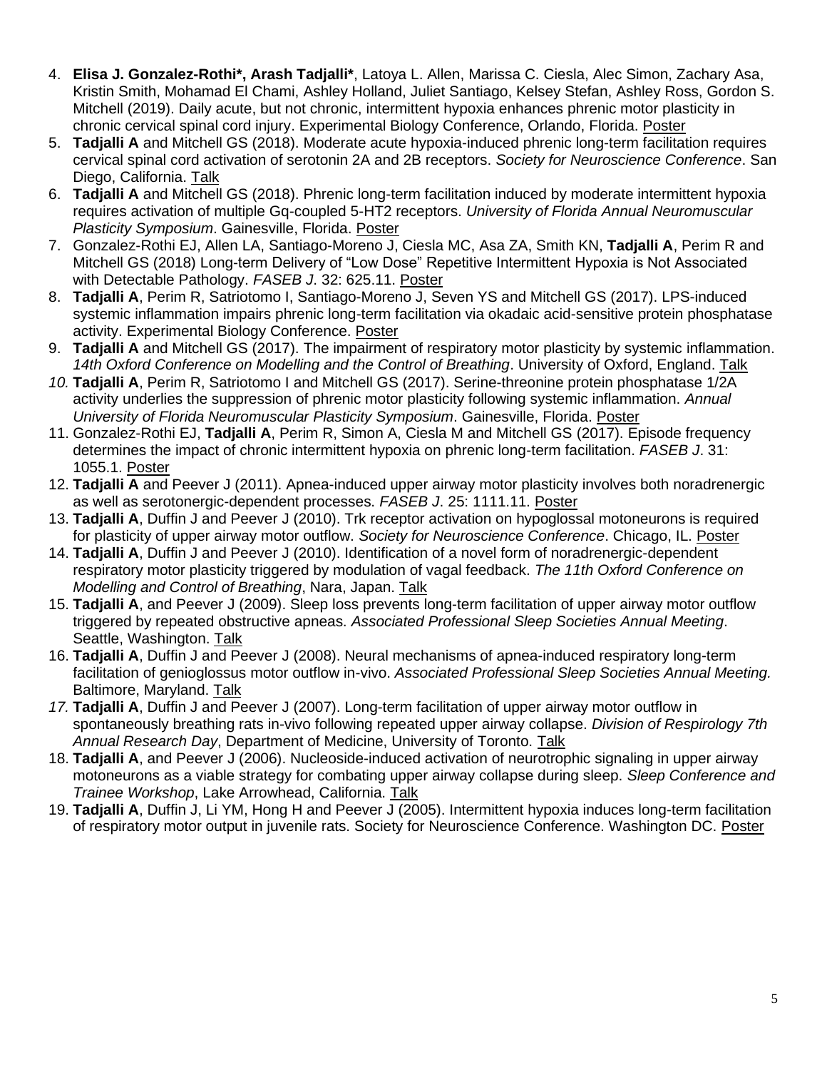4. **Elisa J. Gonzalez-Rothi*, Arash Tadjalli***, Latoya L. Allen, Marissa C. Ciesla, Alec Simon, Zachary Asa, Kristin Smith, Mohamad El Chami, Ashley Holland, Juliet Santiago, Kelsey Stefan, Ashley Ross, Gordon S. Mitchell (2019). Daily acute, but not chronic, intermittent hypoxia enhances phrenic motor plasticity in chronic cervical spinal cord injury. Experimental Biology Conference, Orlando, Florida. Poster
5. **Tadjalli A** and Mitchell GS (2018). Moderate acute hypoxia-induced phrenic long-term facilitation requires cervical spinal cord activation of serotonin 2A and 2B receptors. *Society for Neuroscience Conference*. San Diego, California. Talk
6. **Tadjalli A** and Mitchell GS (2018). Phrenic long-term facilitation induced by moderate intermittent hypoxia requires activation of multiple Gq-coupled 5-HT2 receptors. *University of Florida Annual Neuromuscular Plasticity Symposium*. Gainesville, Florida. Poster
7. Gonzalez-Rothi EJ, Allen LA, Santiago-Moreno J, Ciesla MC, Asa ZA, Smith KN, **Tadjalli A**, Perim R and Mitchell GS (2018) Long-term Delivery of "Low Dose" Repetitive Intermittent Hypoxia is Not Associated with Detectable Pathology. *FASEB J*. 32: 625.11. Poster
8. **Tadjalli A**, Perim R, Satriotomo I, Santiago-Moreno J, Seven YS and Mitchell GS (2017). LPS-induced systemic inflammation impairs phrenic long-term facilitation via okadaic acid-sensitive protein phosphatase activity. Experimental Biology Conference. Poster
9. **Tadjalli A** and Mitchell GS (2017). The impairment of respiratory motor plasticity by systemic inflammation. *14th Oxford Conference on Modelling and the Control of Breathing*. University of Oxford, England. Talk
10. **Tadjalli A**, Perim R, Satriotomo I and Mitchell GS (2017). Serine-threonine protein phosphatase 1/2A activity underlies the suppression of phrenic motor plasticity following systemic inflammation. *Annual University of Florida Neuromuscular Plasticity Symposium*. Gainesville, Florida. Poster
11. Gonzalez-Rothi EJ, **Tadjalli A**, Perim R, Simon A, Ciesla M and Mitchell GS (2017). Episode frequency determines the impact of chronic intermittent hypoxia on phrenic long-term facilitation. *FASEB J*. 31: 1055.1. Poster
12. **Tadjalli A** and Peever J (2011). Apnea-induced upper airway motor plasticity involves both noradrenergic as well as serotonergic-dependent processes. *FASEB J*. 25: 1111.11. Poster
13. **Tadjalli A**, Duffin J and Peever J (2010). Trk receptor activation on hypoglossal motoneurons is required for plasticity of upper airway motor outflow. *Society for Neuroscience Conference*. Chicago, IL. Poster
14. **Tadjalli A**, Duffin J and Peever J (2010). Identification of a novel form of noradrenergic-dependent respiratory motor plasticity triggered by modulation of vagal feedback. *The 11th Oxford Conference on Modelling and Control of Breathing*, Nara, Japan. Talk
15. **Tadjalli A**, and Peever J (2009). Sleep loss prevents long-term facilitation of upper airway motor outflow triggered by repeated obstructive apneas. *Associated Professional Sleep Societies Annual Meeting*. Seattle, Washington. Talk
16. **Tadjalli A**, Duffin J and Peever J (2008). Neural mechanisms of apnea-induced respiratory long-term facilitation of genioglossus motor outflow in-vivo. *Associated Professional Sleep Societies Annual Meeting.* Baltimore, Maryland. Talk
17. **Tadjalli A**, Duffin J and Peever J (2007). Long-term facilitation of upper airway motor outflow in spontaneously breathing rats in-vivo following repeated upper airway collapse. *Division of Respirology 7th Annual Research Day*, Department of Medicine, University of Toronto. Talk
18. **Tadjalli A**, and Peever J (2006). Nucleoside-induced activation of neurotrophic signaling in upper airway motoneurons as a viable strategy for combating upper airway collapse during sleep. *Sleep Conference and Trainee Workshop*, Lake Arrowhead, California. Talk
19. **Tadjalli A**, Duffin J, Li YM, Hong H and Peever J (2005). Intermittent hypoxia induces long-term facilitation of respiratory motor output in juvenile rats. Society for Neuroscience Conference. Washington DC. Poster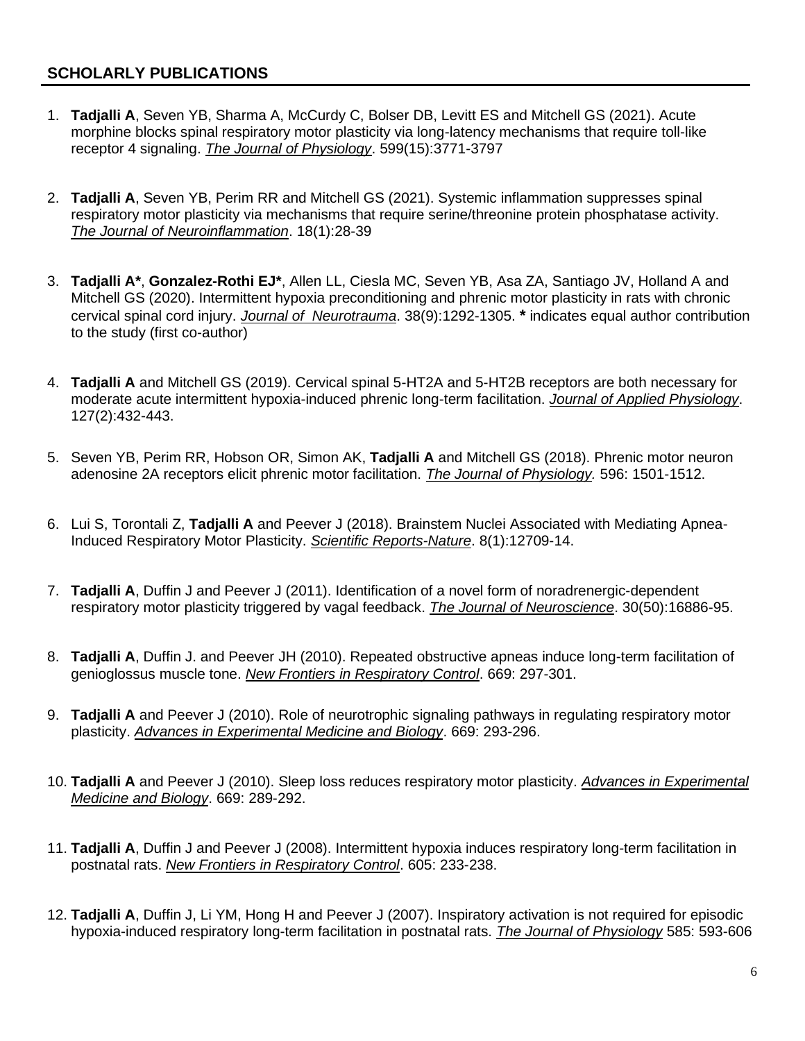## SCHOLARLY PUBLICATIONS

1. **Tadjalli A**, Seven YB, Sharma A, McCurdy C, Bolser DB, Levitt ES and Mitchell GS (2021). Acute morphine blocks spinal respiratory motor plasticity via long-latency mechanisms that require toll-like receptor 4 signaling. ***The Journal of Physiology***. 599(15):3771-3797

2. **Tadjalli A**, Seven YB, Perim RR and Mitchell GS (2021). Systemic inflammation suppresses spinal respiratory motor plasticity via mechanisms that require serine/threonine protein phosphatase activity. *The Journal of Neuroinflammation*. 18(1):28-39

3. **Tadjalli A***, **Gonzalez-Rothi EJ***, Allen LL, Ciesla MC, Seven YB, Asa ZA, Santiago JV, Holland A and Mitchell GS (2020). Intermittent hypoxia preconditioning and phrenic motor plasticity in rats with chronic cervical spinal cord injury. *Journal of Neurotrauma*. 38(9):1292-1305. **\*** indicates equal author contribution to the study (first co-author)

4. **Tadjalli A** and Mitchell GS (2019). Cervical spinal 5-HT2A and 5-HT2B receptors are both necessary for moderate acute intermittent hypoxia-induced phrenic long-term facilitation. *Journal of Applied Physiology*. 127(2):432-443.

5. Seven YB, Perim RR, Hobson OR, Simon AK, **Tadjalli A** and Mitchell GS (2018). Phrenic motor neuron adenosine 2A receptors elicit phrenic motor facilitation. *The Journal of Physiology.* 596: 1501-1512.

6. Lui S, Torontali Z, **Tadjalli A** and Peever J (2018). Brainstem Nuclei Associated with Mediating Apnea-Induced Respiratory Motor Plasticity. *Scientific Reports-Nature*. 8(1):12709-14.

7. **Tadjalli A**, Duffin J and Peever J (2011). Identification of a novel form of noradrenergic-dependent respiratory motor plasticity triggered by vagal feedback. ***The Journal of Neuroscience***. 30(50):16886-95.

8. **Tadjalli A**, Duffin J. and Peever JH (2010). Repeated obstructive apneas induce long-term facilitation of genioglossus muscle tone. *New Frontiers in Respiratory Control*. 669: 297-301.

9. **Tadjalli A** and Peever J (2010). Role of neurotrophic signaling pathways in regulating respiratory motor plasticity. *Advances in Experimental Medicine and Biology*. 669: 293-296.

10. **Tadjalli A** and Peever J (2010). Sleep loss reduces respiratory motor plasticity. *Advances in Experimental Medicine and Biology*. 669: 289-292.

11. **Tadjalli A**, Duffin J and Peever J (2008). Intermittent hypoxia induces respiratory long-term facilitation in postnatal rats. *New Frontiers in Respiratory Control*. 605: 233-238.

12. **Tadjalli A**, Duffin J, Li YM, Hong H and Peever J (2007). Inspiratory activation is not required for episodic hypoxia-induced respiratory long-term facilitation in postnatal rats. *The Journal of Physiology* 585: 593-606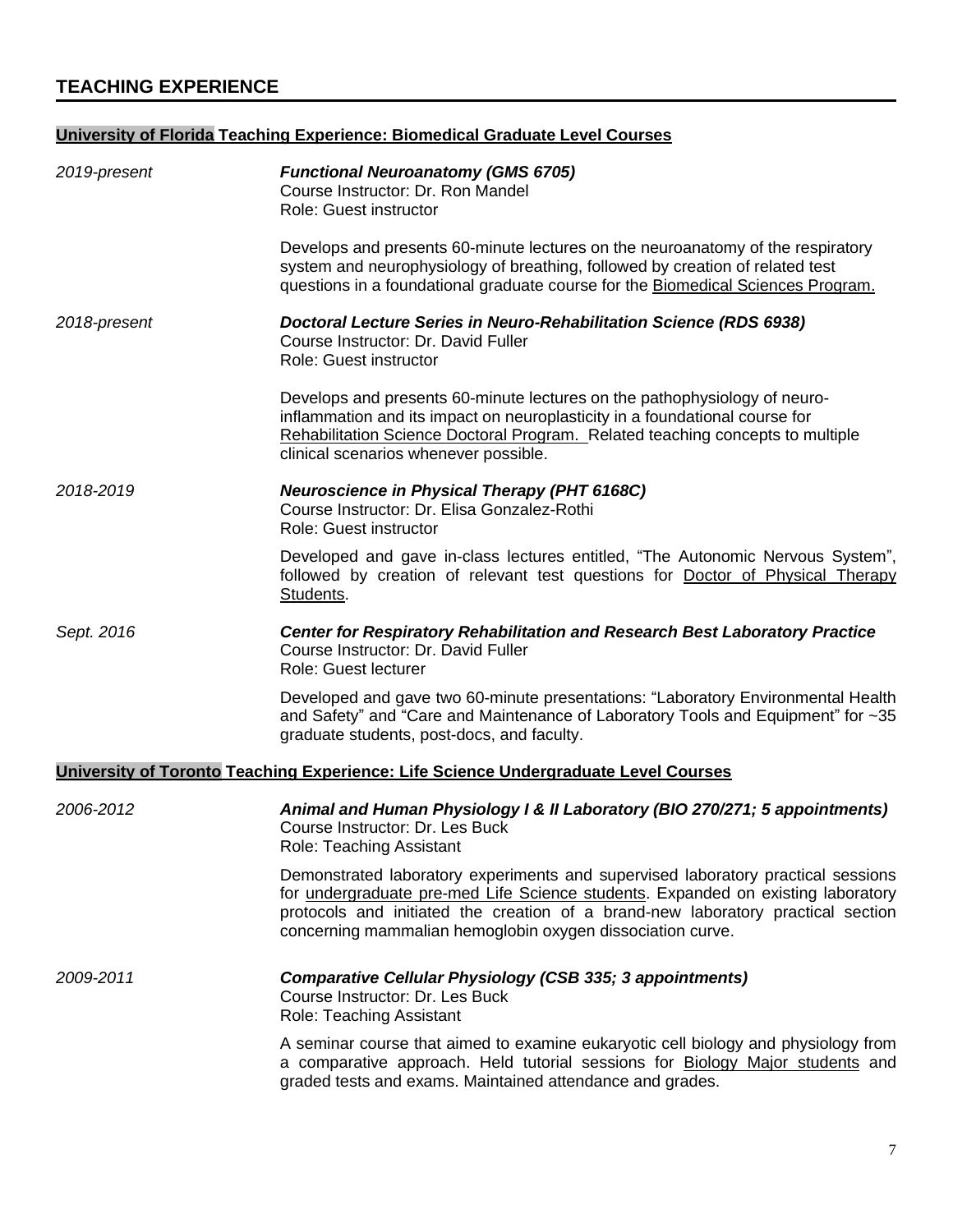## TEACHING EXPERIENCE

### University of Florida Teaching Experience: Biomedical Graduate Level Courses

*2019-present* — ***Functional Neuroanatomy (GMS 6705)***
Course Instructor: Dr. Ron Mandel
Role: Guest instructor

Develops and presents 60-minute lectures on the neuroanatomy of the respiratory system and neurophysiology of breathing, followed by creation of related test questions in a foundational graduate course for the Biomedical Sciences Program.

*2018-present* — ***Doctoral Lecture Series in Neuro-Rehabilitation Science (RDS 6938)***
Course Instructor: Dr. David Fuller
Role: Guest instructor

Develops and presents 60-minute lectures on the pathophysiology of neuro-inflammation and its impact on neuroplasticity in a foundational course for Rehabilitation Science Doctoral Program. Related teaching concepts to multiple clinical scenarios whenever possible.

*2018-2019* — ***Neuroscience in Physical Therapy (PHT 6168C)***
Course Instructor: Dr. Elisa Gonzalez-Rothi
Role: Guest instructor

Developed and gave in-class lectures entitled, "The Autonomic Nervous System", followed by creation of relevant test questions for Doctor of Physical Therapy Students.

*Sept. 2016* — ***Center for Respiratory Rehabilitation and Research Best Laboratory Practice***
Course Instructor: Dr. David Fuller
Role: Guest lecturer

Developed and gave two 60-minute presentations: "Laboratory Environmental Health and Safety" and "Care and Maintenance of Laboratory Tools and Equipment" for ~35 graduate students, post-docs, and faculty.

### University of Toronto Teaching Experience: Life Science Undergraduate Level Courses

*2006-2012* — ***Animal and Human Physiology I & II Laboratory (BIO 270/271; 5 appointments)***
Course Instructor: Dr. Les Buck
Role: Teaching Assistant

Demonstrated laboratory experiments and supervised laboratory practical sessions for undergraduate pre-med Life Science students. Expanded on existing laboratory protocols and initiated the creation of a brand-new laboratory practical section concerning mammalian hemoglobin oxygen dissociation curve.

*2009-2011* — ***Comparative Cellular Physiology (CSB 335; 3 appointments)***
Course Instructor: Dr. Les Buck
Role: Teaching Assistant

A seminar course that aimed to examine eukaryotic cell biology and physiology from a comparative approach. Held tutorial sessions for Biology Major students and graded tests and exams. Maintained attendance and grades.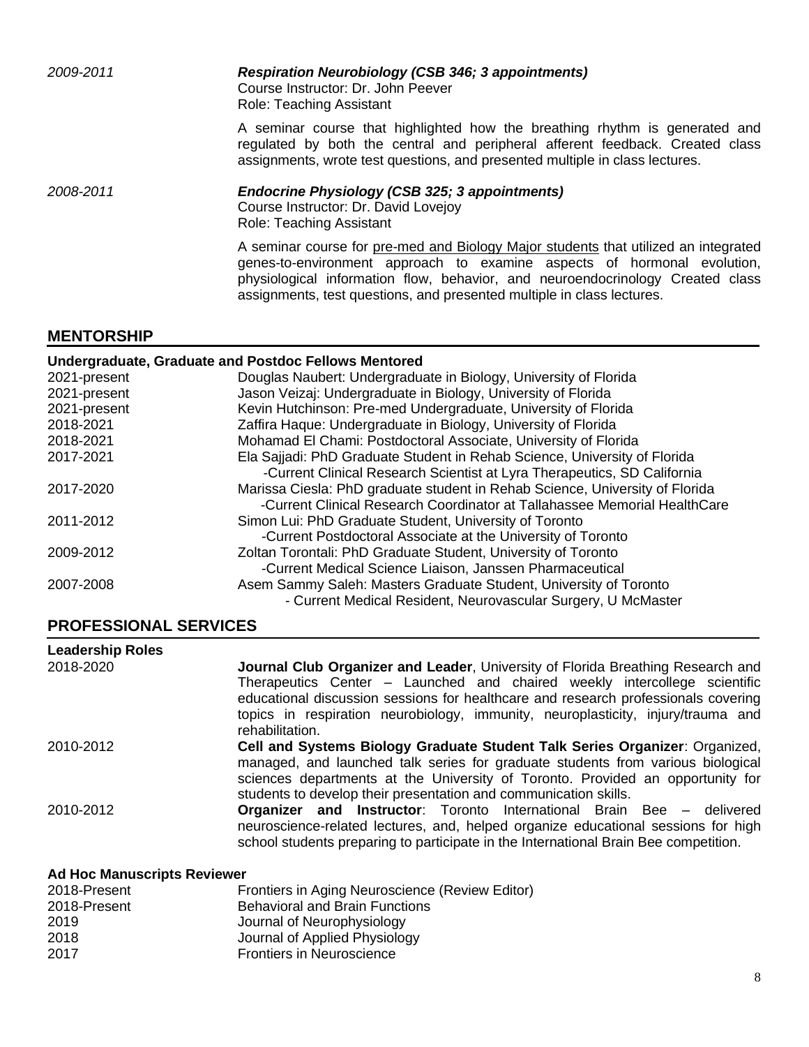2009-2011 ***Respiration Neurobiology (CSB 346; 3 appointments)***
Course Instructor: Dr. John Peever
Role: Teaching Assistant

A seminar course that highlighted how the breathing rhythm is generated and regulated by both the central and peripheral afferent feedback. Created class assignments, wrote test questions, and presented multiple in class lectures.

2008-2011 ***Endocrine Physiology (CSB 325; 3 appointments)***
Course Instructor: Dr. David Lovejoy
Role: Teaching Assistant

A seminar course for pre-med and Biology Major students that utilized an integrated genes-to-environment approach to examine aspects of hormonal evolution, physiological information flow, behavior, and neuroendocrinology Created class assignments, test questions, and presented multiple in class lectures.

## MENTORSHIP

**Undergraduate, Graduate and Postdoc Fellows Mentored**

| | |
|---|---|
| 2021-present | Douglas Naubert: Undergraduate in Biology, University of Florida |
| 2021-present | Jason Veizaj: Undergraduate in Biology, University of Florida |
| 2021-present | Kevin Hutchinson: Pre-med Undergraduate, University of Florida |
| 2018-2021 | Zaffira Haque: Undergraduate in Biology, University of Florida |
| 2018-2021 | Mohamad El Chami: Postdoctoral Associate, University of Florida |
| 2017-2021 | Ela Sajjadi: PhD Graduate Student in Rehab Science, University of Florida<br>-Current Clinical Research Scientist at Lyra Therapeutics, SD California |
| 2017-2020 | Marissa Ciesla: PhD graduate student in Rehab Science, University of Florida<br>-Current Clinical Research Coordinator at Tallahassee Memorial HealthCare |
| 2011-2012 | Simon Lui: PhD Graduate Student, University of Toronto<br>-Current Postdoctoral Associate at the University of Toronto |
| 2009-2012 | Zoltan Torontali: PhD Graduate Student, University of Toronto<br>-Current Medical Science Liaison, Janssen Pharmaceutical |
| 2007-2008 | Asem Sammy Saleh: Masters Graduate Student, University of Toronto<br>- Current Medical Resident, Neurovascular Surgery, U McMaster |

## PROFESSIONAL SERVICES

**Leadership Roles**

2018-2020 **Journal Club Organizer and Leader**, University of Florida Breathing Research and Therapeutics Center – Launched and chaired weekly intercollege scientific educational discussion sessions for healthcare and research professionals covering topics in respiration neurobiology, immunity, neuroplasticity, injury/trauma and rehabilitation.

2010-2012 **Cell and Systems Biology Graduate Student Talk Series Organizer**: Organized, managed, and launched talk series for graduate students from various biological sciences departments at the University of Toronto. Provided an opportunity for students to develop their presentation and communication skills.

2010-2012 **Organizer and Instructor**: Toronto International Brain Bee – delivered neuroscience-related lectures, and, helped organize educational sessions for high school students preparing to participate in the International Brain Bee competition.

**Ad Hoc Manuscripts Reviewer**

| | |
|---|---|
| 2018-Present | Frontiers in Aging Neuroscience (Review Editor) |
| 2018-Present | Behavioral and Brain Functions |
| 2019 | Journal of Neurophysiology |
| 2018 | Journal of Applied Physiology |
| 2017 | Frontiers in Neuroscience |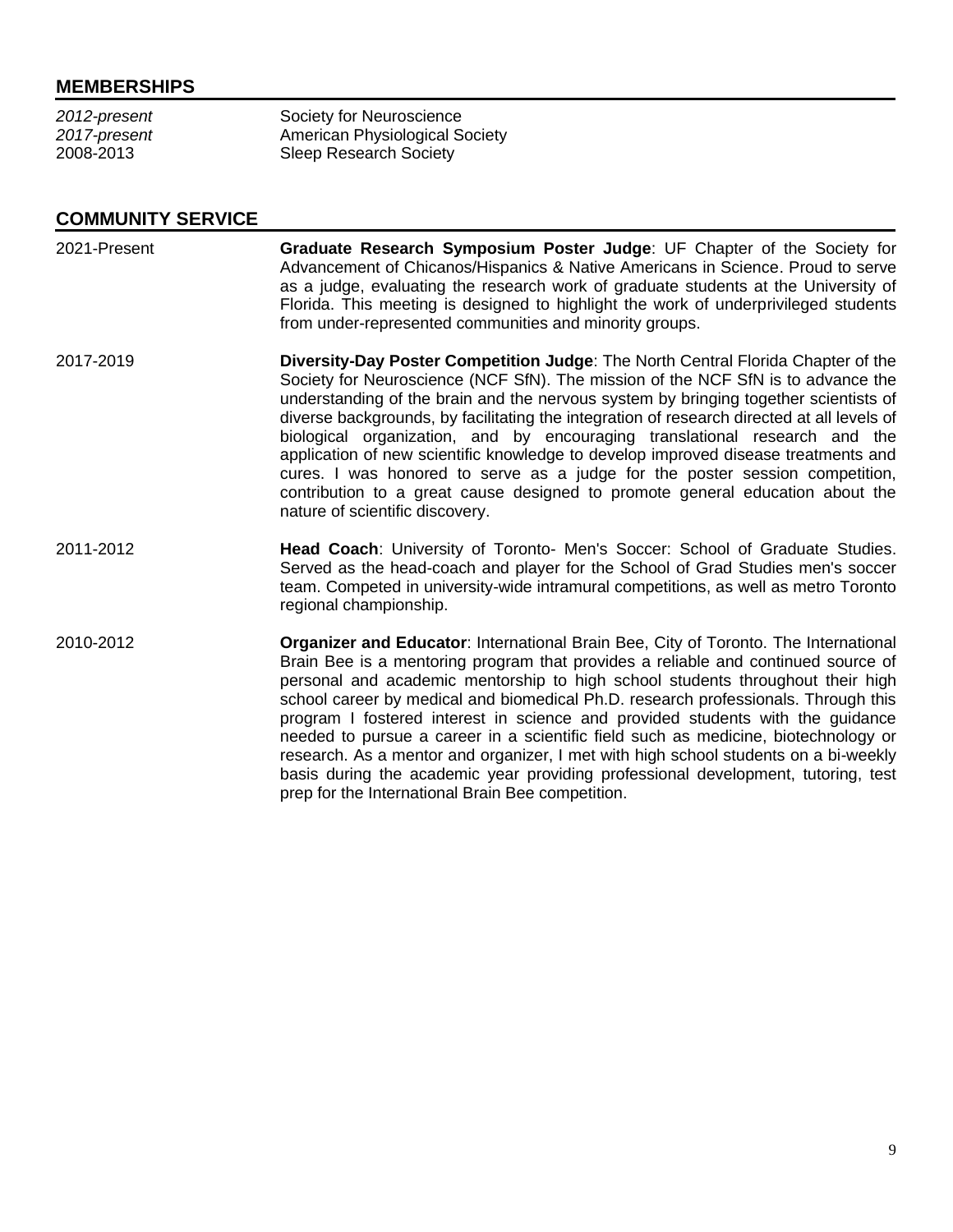## MEMBERSHIPS

*2012-present* Society for Neuroscience
*2017-present* American Physiological Society
2008-2013 Sleep Research Society

## COMMUNITY SERVICE

2021-Present **Graduate Research Symposium Poster Judge**: UF Chapter of the Society for Advancement of Chicanos/Hispanics & Native Americans in Science. Proud to serve as a judge, evaluating the research work of graduate students at the University of Florida. This meeting is designed to highlight the work of underprivileged students from under-represented communities and minority groups.

2017-2019 **Diversity-Day Poster Competition Judge**: The North Central Florida Chapter of the Society for Neuroscience (NCF SfN). The mission of the NCF SfN is to advance the understanding of the brain and the nervous system by bringing together scientists of diverse backgrounds, by facilitating the integration of research directed at all levels of biological organization, and by encouraging translational research and the application of new scientific knowledge to develop improved disease treatments and cures. I was honored to serve as a judge for the poster session competition, contribution to a great cause designed to promote general education about the nature of scientific discovery.

2011-2012 **Head Coach**: University of Toronto- Men's Soccer: School of Graduate Studies. Served as the head-coach and player for the School of Grad Studies men's soccer team. Competed in university-wide intramural competitions, as well as metro Toronto regional championship.

2010-2012 **Organizer and Educator**: International Brain Bee, City of Toronto. The International Brain Bee is a mentoring program that provides a reliable and continued source of personal and academic mentorship to high school students throughout their high school career by medical and biomedical Ph.D. research professionals. Through this program I fostered interest in science and provided students with the guidance needed to pursue a career in a scientific field such as medicine, biotechnology or research. As a mentor and organizer, I met with high school students on a bi-weekly basis during the academic year providing professional development, tutoring, test prep for the International Brain Bee competition.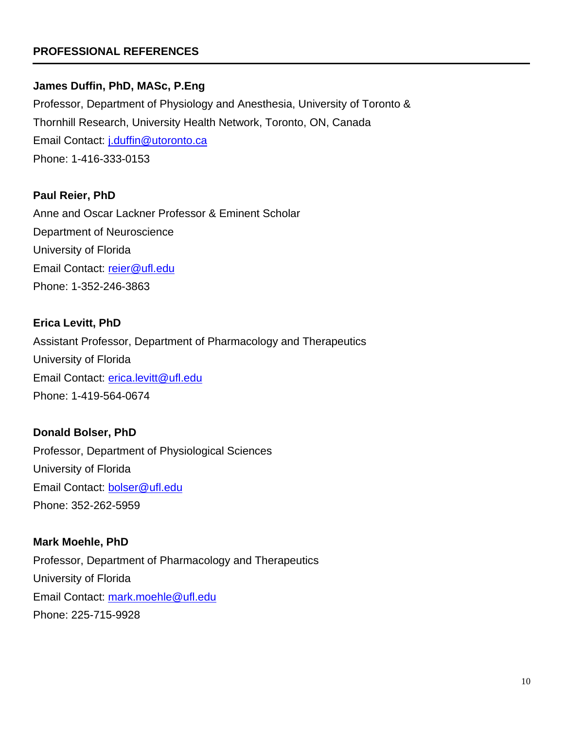## PROFESSIONAL REFERENCES

**James Duffin, PhD, MASc, P.Eng**
Professor, Department of Physiology and Anesthesia, University of Toronto & Thornhill Research, University Health Network, Toronto, ON, Canada
Email Contact: j.duffin@utoronto.ca
Phone: 1-416-333-0153

**Paul Reier, PhD**
Anne and Oscar Lackner Professor & Eminent Scholar
Department of Neuroscience
University of Florida
Email Contact: reier@ufl.edu
Phone: 1-352-246-3863

**Erica Levitt, PhD**
Assistant Professor, Department of Pharmacology and Therapeutics
University of Florida
Email Contact: erica.levitt@ufl.edu
Phone: 1-419-564-0674

**Donald Bolser, PhD**
Professor, Department of Physiological Sciences
University of Florida
Email Contact: bolser@ufl.edu
Phone: 352-262-5959

**Mark Moehle, PhD**
Professor, Department of Pharmacology and Therapeutics
University of Florida
Email Contact: mark.moehle@ufl.edu
Phone: 225-715-9928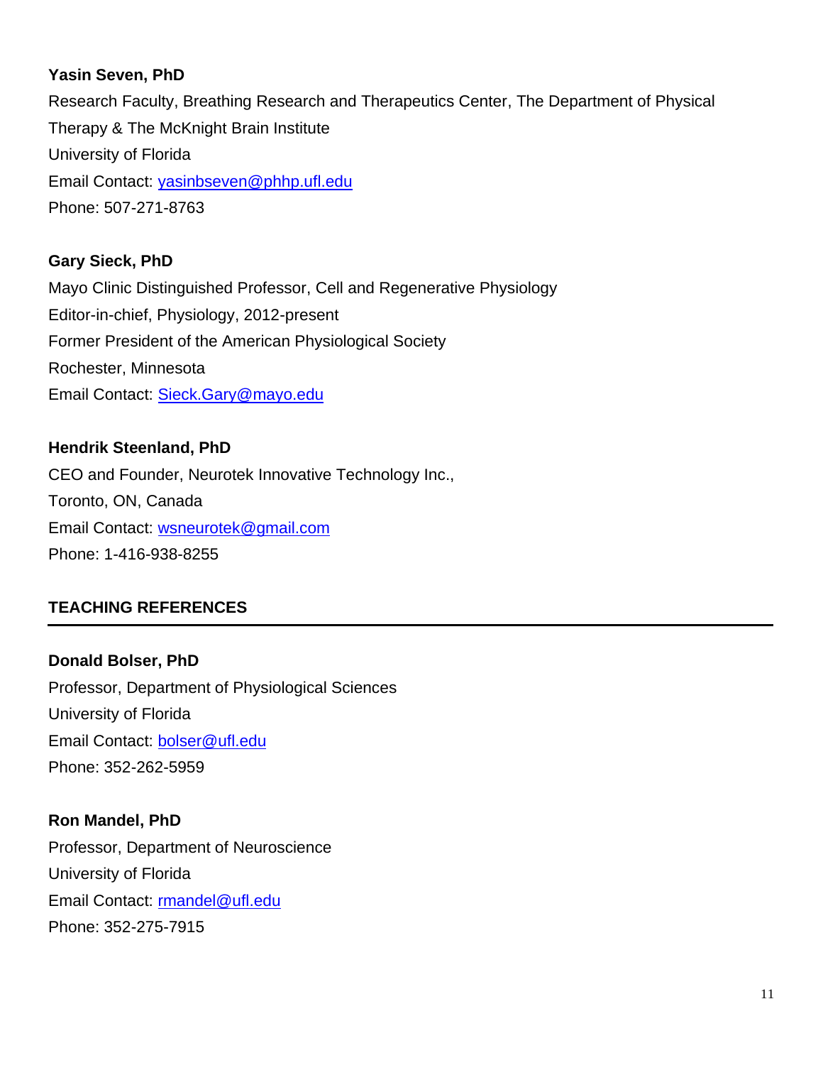**Yasin Seven, PhD**
Research Faculty, Breathing Research and Therapeutics Center, The Department of Physical Therapy & The McKnight Brain Institute
University of Florida
Email Contact: yasinbseven@phhp.ufl.edu
Phone: 507-271-8763

**Gary Sieck, PhD**
Mayo Clinic Distinguished Professor, Cell and Regenerative Physiology
Editor-in-chief, Physiology, 2012-present
Former President of the American Physiological Society
Rochester, Minnesota
Email Contact: Sieck.Gary@mayo.edu

**Hendrik Steenland, PhD**
CEO and Founder, Neurotek Innovative Technology Inc.,
Toronto, ON, Canada
Email Contact: wsneurotek@gmail.com
Phone: 1-416-938-8255

## TEACHING REFERENCES

**Donald Bolser, PhD**
Professor, Department of Physiological Sciences
University of Florida
Email Contact: bolser@ufl.edu
Phone: 352-262-5959

**Ron Mandel, PhD**
Professor, Department of Neuroscience
University of Florida
Email Contact: rmandel@ufl.edu
Phone: 352-275-7915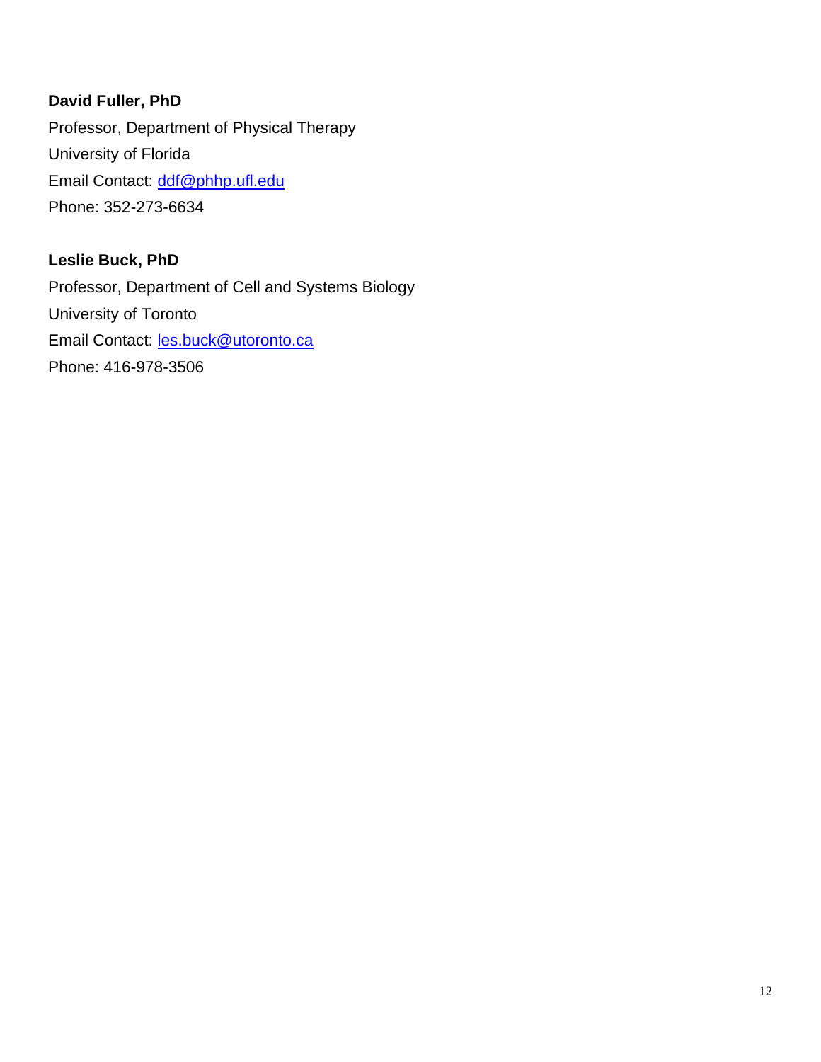**David Fuller, PhD**
Professor, Department of Physical Therapy
University of Florida
Email Contact: [ddf@phhp.ufl.edu](mailto:ddf@phhp.ufl.edu)
Phone: 352-273-6634

**Leslie Buck, PhD**
Professor, Department of Cell and Systems Biology
University of Toronto
Email Contact: [les.buck@utoronto.ca](mailto:les.buck@utoronto.ca)
Phone: 416-978-3506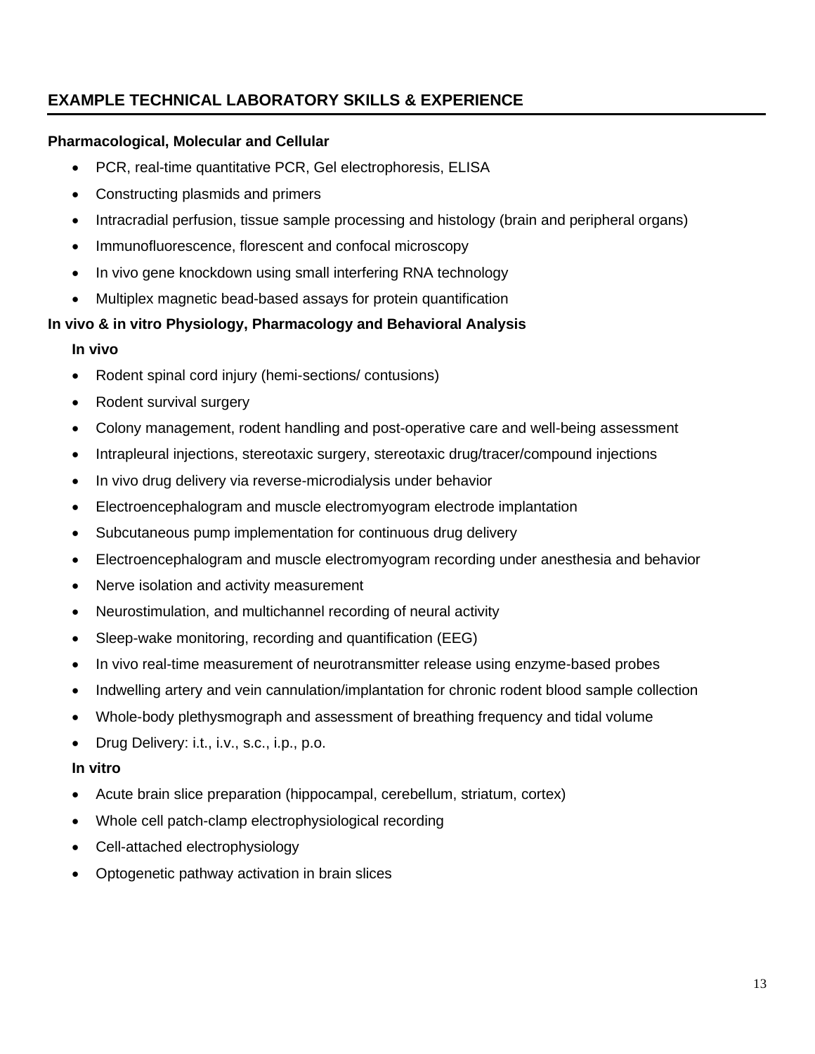## EXAMPLE TECHNICAL LABORATORY SKILLS & EXPERIENCE

**Pharmacological, Molecular and Cellular**

- PCR, real-time quantitative PCR, Gel electrophoresis, ELISA
- Constructing plasmids and primers
- Intracradial perfusion, tissue sample processing and histology (brain and peripheral organs)
- Immunofluorescence, florescent and confocal microscopy
- In vivo gene knockdown using small interfering RNA technology
- Multiplex magnetic bead-based assays for protein quantification

**In vivo & in vitro Physiology, Pharmacology and Behavioral Analysis**

**In vivo**

- Rodent spinal cord injury (hemi-sections/ contusions)
- Rodent survival surgery
- Colony management, rodent handling and post-operative care and well-being assessment
- Intrapleural injections, stereotaxic surgery, stereotaxic drug/tracer/compound injections
- In vivo drug delivery via reverse-microdialysis under behavior
- Electroencephalogram and muscle electromyogram electrode implantation
- Subcutaneous pump implementation for continuous drug delivery
- Electroencephalogram and muscle electromyogram recording under anesthesia and behavior
- Nerve isolation and activity measurement
- Neurostimulation, and multichannel recording of neural activity
- Sleep-wake monitoring, recording and quantification (EEG)
- In vivo real-time measurement of neurotransmitter release using enzyme-based probes
- Indwelling artery and vein cannulation/implantation for chronic rodent blood sample collection
- Whole-body plethysmograph and assessment of breathing frequency and tidal volume
- Drug Delivery: i.t., i.v., s.c., i.p., p.o.

**In vitro**

- Acute brain slice preparation (hippocampal, cerebellum, striatum, cortex)
- Whole cell patch-clamp electrophysiological recording
- Cell-attached electrophysiology
- Optogenetic pathway activation in brain slices